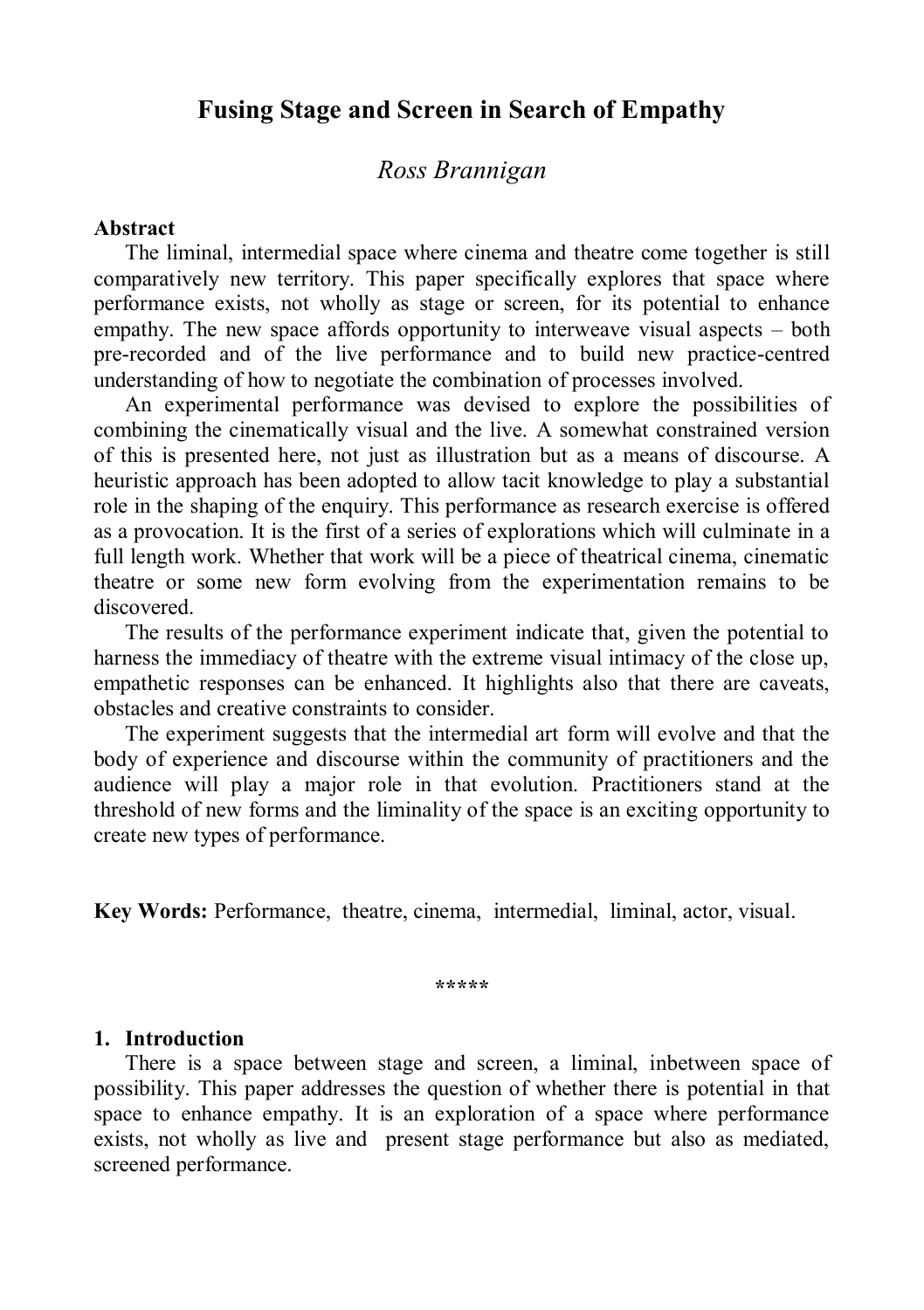# Fusing Stage and Screen in Search of Empathy

*Ross Brannigan*

**Abstract**

The liminal, intermedial space where cinema and theatre come together is still comparatively new territory. This paper specifically explores that space where performance exists, not wholly as stage or screen, for its potential to enhance empathy. The new space affords opportunity to interweave visual aspects – both pre-recorded and of the live performance and to build new practice-centred understanding of how to negotiate the combination of processes involved.

An experimental performance was devised to explore the possibilities of combining the cinematically visual and the live. A somewhat constrained version of this is presented here, not just as illustration but as a means of discourse. A heuristic approach has been adopted to allow tacit knowledge to play a substantial role in the shaping of the enquiry. This performance as research exercise is offered as a provocation. It is the first of a series of explorations which will culminate in a full length work. Whether that work will be a piece of theatrical cinema, cinematic theatre or some new form evolving from the experimentation remains to be discovered.

The results of the performance experiment indicate that, given the potential to harness the immediacy of theatre with the extreme visual intimacy of the close up, empathetic responses can be enhanced. It highlights also that there are caveats, obstacles and creative constraints to consider.

The experiment suggests that the intermedial art form will evolve and that the body of experience and discourse within the community of practitioners and the audience will play a major role in that evolution. Practitioners stand at the threshold of new forms and the liminality of the space is an exciting opportunity to create new types of performance.

**Key Words:** Performance, theatre, cinema, intermedial, liminal, actor, visual.

\*\*\*\*\*

## 1. Introduction

There is a space between stage and screen, a liminal, inbetween space of possibility. This paper addresses the question of whether there is potential in that space to enhance empathy. It is an exploration of a space where performance exists, not wholly as live and present stage performance but also as mediated, screened performance.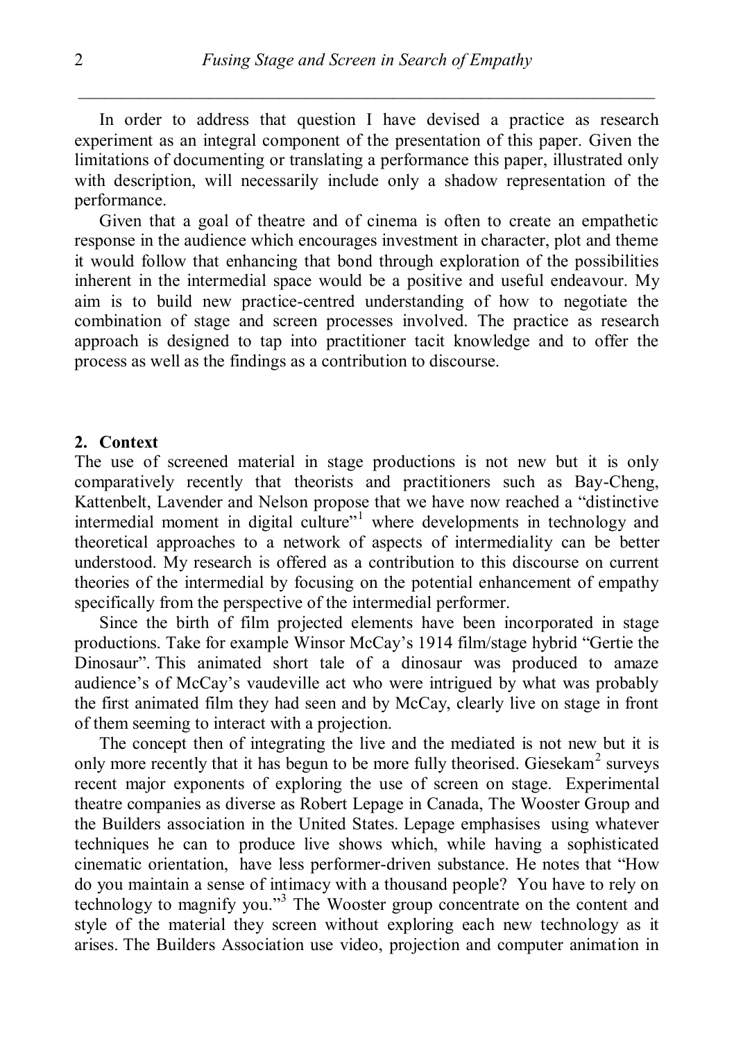In order to address that question I have devised a practice as research experiment as an integral component of the presentation of this paper. Given the limitations of documenting or translating a performance this paper, illustrated only with description, will necessarily include only a shadow representation of the performance.

Given that a goal of theatre and of cinema is often to create an empathetic response in the audience which encourages investment in character, plot and theme it would follow that enhancing that bond through exploration of the possibilities inherent in the intermedial space would be a positive and useful endeavour. My aim is to build new practice-centred understanding of how to negotiate the combination of stage and screen processes involved. The practice as research approach is designed to tap into practitioner tacit knowledge and to offer the process as well as the findings as a contribution to discourse.

## 2. Context

The use of screened material in stage productions is not new but it is only comparatively recently that theorists and practitioners such as Bay-Cheng, Kattenbelt, Lavender and Nelson propose that we have now reached a "distinctive intermedial moment in digital culture"[1] where developments in technology and theoretical approaches to a network of aspects of intermediality can be better understood. My research is offered as a contribution to this discourse on current theories of the intermedial by focusing on the potential enhancement of empathy specifically from the perspective of the intermedial performer.

Since the birth of film projected elements have been incorporated in stage productions. Take for example Winsor McCay's 1914 film/stage hybrid "Gertie the Dinosaur". This animated short tale of a dinosaur was produced to amaze audience's of McCay's vaudeville act who were intrigued by what was probably the first animated film they had seen and by McCay, clearly live on stage in front of them seeming to interact with a projection.

The concept then of integrating the live and the mediated is not new but it is only more recently that it has begun to be more fully theorised. Giesekam[2] surveys recent major exponents of exploring the use of screen on stage. Experimental theatre companies as diverse as Robert Lepage in Canada, The Wooster Group and the Builders association in the United States. Lepage emphasises using whatever techniques he can to produce live shows which, while having a sophisticated cinematic orientation, have less performer-driven substance. He notes that "How do you maintain a sense of intimacy with a thousand people? You have to rely on technology to magnify you."[3] The Wooster group concentrate on the content and style of the material they screen without exploring each new technology as it arises. The Builders Association use video, projection and computer animation in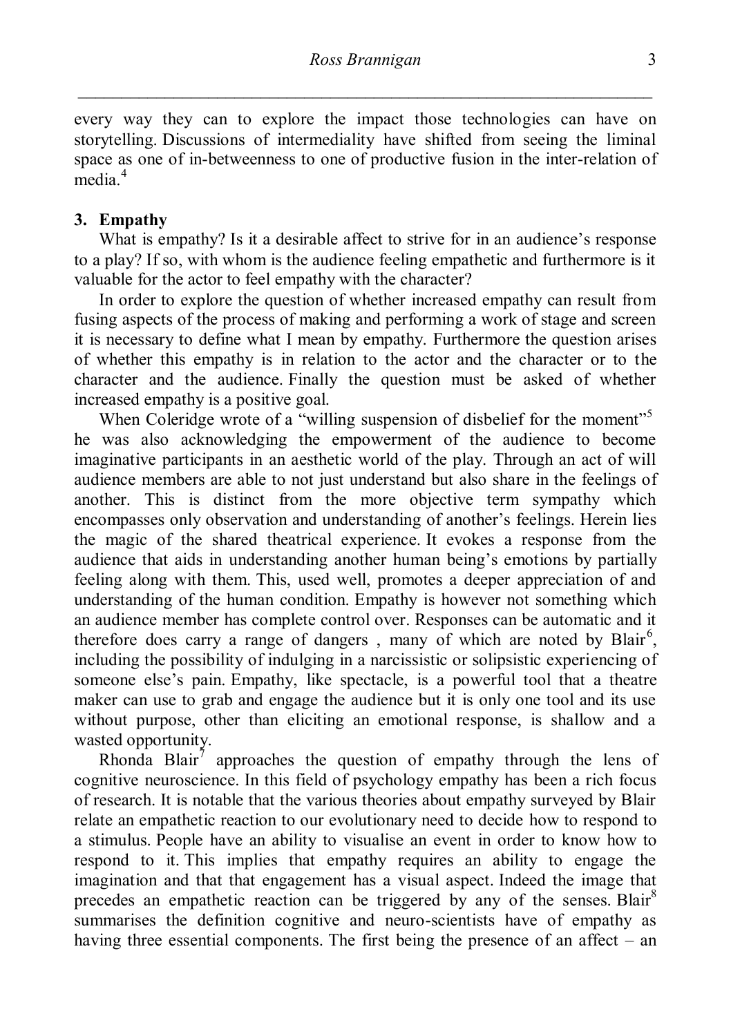every way they can to explore the impact those technologies can have on storytelling. Discussions of intermediality have shifted from seeing the liminal space as one of in-betweenness to one of productive fusion in the inter-relation of media.[4]

### 3. Empathy

What is empathy? Is it a desirable affect to strive for in an audience's response to a play? If so, with whom is the audience feeling empathetic and furthermore is it valuable for the actor to feel empathy with the character?

In order to explore the question of whether increased empathy can result from fusing aspects of the process of making and performing a work of stage and screen it is necessary to define what I mean by empathy. Furthermore the question arises of whether this empathy is in relation to the actor and the character or to the character and the audience. Finally the question must be asked of whether increased empathy is a positive goal.

When Coleridge wrote of a "willing suspension of disbelief for the moment"[5] he was also acknowledging the empowerment of the audience to become imaginative participants in an aesthetic world of the play. Through an act of will audience members are able to not just understand but also share in the feelings of another. This is distinct from the more objective term sympathy which encompasses only observation and understanding of another's feelings. Herein lies the magic of the shared theatrical experience. It evokes a response from the audience that aids in understanding another human being's emotions by partially feeling along with them. This, used well, promotes a deeper appreciation of and understanding of the human condition. Empathy is however not something which an audience member has complete control over. Responses can be automatic and it therefore does carry a range of dangers , many of which are noted by Blair[6], including the possibility of indulging in a narcissistic or solipsistic experiencing of someone else's pain. Empathy, like spectacle, is a powerful tool that a theatre maker can use to grab and engage the audience but it is only one tool and its use without purpose, other than eliciting an emotional response, is shallow and a wasted opportunity.

Rhonda Blair[7] approaches the question of empathy through the lens of cognitive neuroscience. In this field of psychology empathy has been a rich focus of research. It is notable that the various theories about empathy surveyed by Blair relate an empathetic reaction to our evolutionary need to decide how to respond to a stimulus. People have an ability to visualise an event in order to know how to respond to it. This implies that empathy requires an ability to engage the imagination and that that engagement has a visual aspect. Indeed the image that precedes an empathetic reaction can be triggered by any of the senses. Blair[8] summarises the definition cognitive and neuro-scientists have of empathy as having three essential components. The first being the presence of an affect – an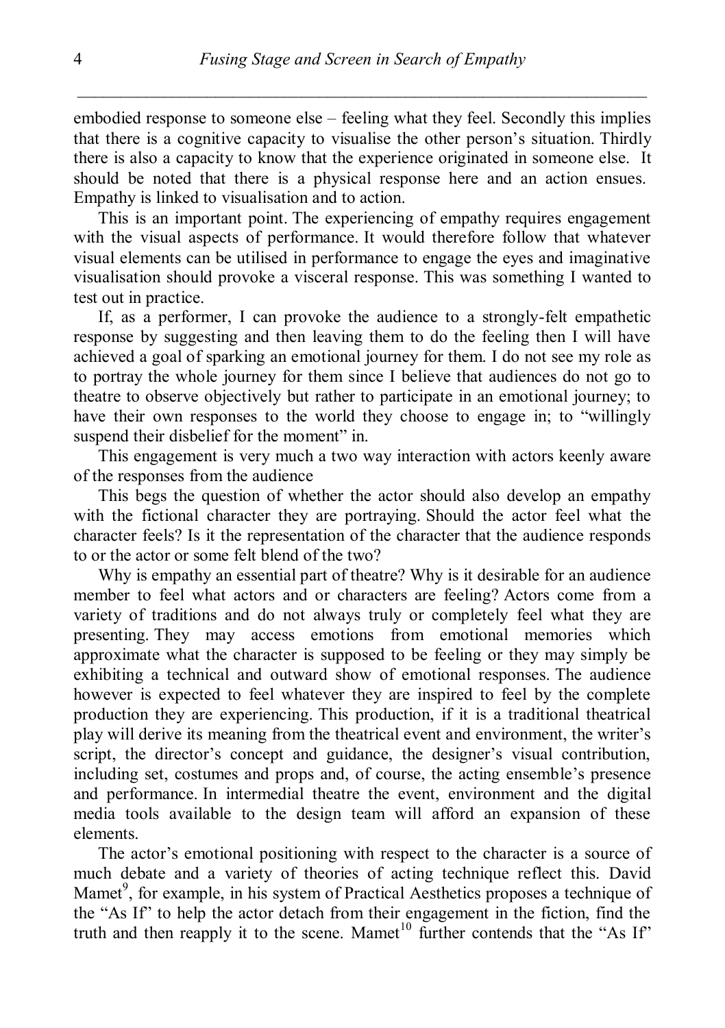embodied response to someone else – feeling what they feel. Secondly this implies that there is a cognitive capacity to visualise the other person's situation. Thirdly there is also a capacity to know that the experience originated in someone else. It should be noted that there is a physical response here and an action ensues. Empathy is linked to visualisation and to action.

This is an important point. The experiencing of empathy requires engagement with the visual aspects of performance. It would therefore follow that whatever visual elements can be utilised in performance to engage the eyes and imaginative visualisation should provoke a visceral response. This was something I wanted to test out in practice.

If, as a performer, I can provoke the audience to a strongly-felt empathetic response by suggesting and then leaving them to do the feeling then I will have achieved a goal of sparking an emotional journey for them. I do not see my role as to portray the whole journey for them since I believe that audiences do not go to theatre to observe objectively but rather to participate in an emotional journey; to have their own responses to the world they choose to engage in; to "willingly suspend their disbelief for the moment" in.

This engagement is very much a two way interaction with actors keenly aware of the responses from the audience

This begs the question of whether the actor should also develop an empathy with the fictional character they are portraying. Should the actor feel what the character feels? Is it the representation of the character that the audience responds to or the actor or some felt blend of the two?

Why is empathy an essential part of theatre? Why is it desirable for an audience member to feel what actors and or characters are feeling? Actors come from a variety of traditions and do not always truly or completely feel what they are presenting. They may access emotions from emotional memories which approximate what the character is supposed to be feeling or they may simply be exhibiting a technical and outward show of emotional responses. The audience however is expected to feel whatever they are inspired to feel by the complete production they are experiencing. This production, if it is a traditional theatrical play will derive its meaning from the theatrical event and environment, the writer's script, the director's concept and guidance, the designer's visual contribution, including set, costumes and props and, of course, the acting ensemble's presence and performance. In intermedial theatre the event, environment and the digital media tools available to the design team will afford an expansion of these elements.

The actor's emotional positioning with respect to the character is a source of much debate and a variety of theories of acting technique reflect this. David Mamet[9], for example, in his system of Practical Aesthetics proposes a technique of the "As If" to help the actor detach from their engagement in the fiction, find the truth and then reapply it to the scene. Mamet[10] further contends that the "As If"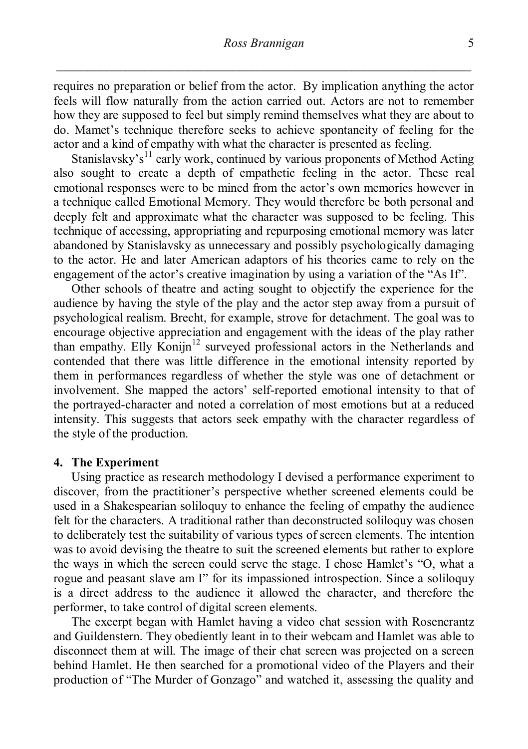requires no preparation or belief from the actor. By implication anything the actor feels will flow naturally from the action carried out. Actors are not to remember how they are supposed to feel but simply remind themselves what they are about to do. Mamet's technique therefore seeks to achieve spontaneity of feeling for the actor and a kind of empathy with what the character is presented as feeling.

Stanislavsky's[11] early work, continued by various proponents of Method Acting also sought to create a depth of empathetic feeling in the actor. These real emotional responses were to be mined from the actor's own memories however in a technique called Emotional Memory. They would therefore be both personal and deeply felt and approximate what the character was supposed to be feeling. This technique of accessing, appropriating and repurposing emotional memory was later abandoned by Stanislavsky as unnecessary and possibly psychologically damaging to the actor. He and later American adaptors of his theories came to rely on the engagement of the actor's creative imagination by using a variation of the "As If".

Other schools of theatre and acting sought to objectify the experience for the audience by having the style of the play and the actor step away from a pursuit of psychological realism. Brecht, for example, strove for detachment. The goal was to encourage objective appreciation and engagement with the ideas of the play rather than empathy. Elly Konijn[12] surveyed professional actors in the Netherlands and contended that there was little difference in the emotional intensity reported by them in performances regardless of whether the style was one of detachment or involvement. She mapped the actors' self-reported emotional intensity to that of the portrayed-character and noted a correlation of most emotions but at a reduced intensity. This suggests that actors seek empathy with the character regardless of the style of the production.

## 4. The Experiment

Using practice as research methodology I devised a performance experiment to discover, from the practitioner's perspective whether screened elements could be used in a Shakespearian soliloquy to enhance the feeling of empathy the audience felt for the characters. A traditional rather than deconstructed soliloquy was chosen to deliberately test the suitability of various types of screen elements. The intention was to avoid devising the theatre to suit the screened elements but rather to explore the ways in which the screen could serve the stage. I chose Hamlet's "O, what a rogue and peasant slave am I" for its impassioned introspection. Since a soliloquy is a direct address to the audience it allowed the character, and therefore the performer, to take control of digital screen elements.

The excerpt began with Hamlet having a video chat session with Rosencrantz and Guildenstern. They obediently leant in to their webcam and Hamlet was able to disconnect them at will. The image of their chat screen was projected on a screen behind Hamlet. He then searched for a promotional video of the Players and their production of "The Murder of Gonzago" and watched it, assessing the quality and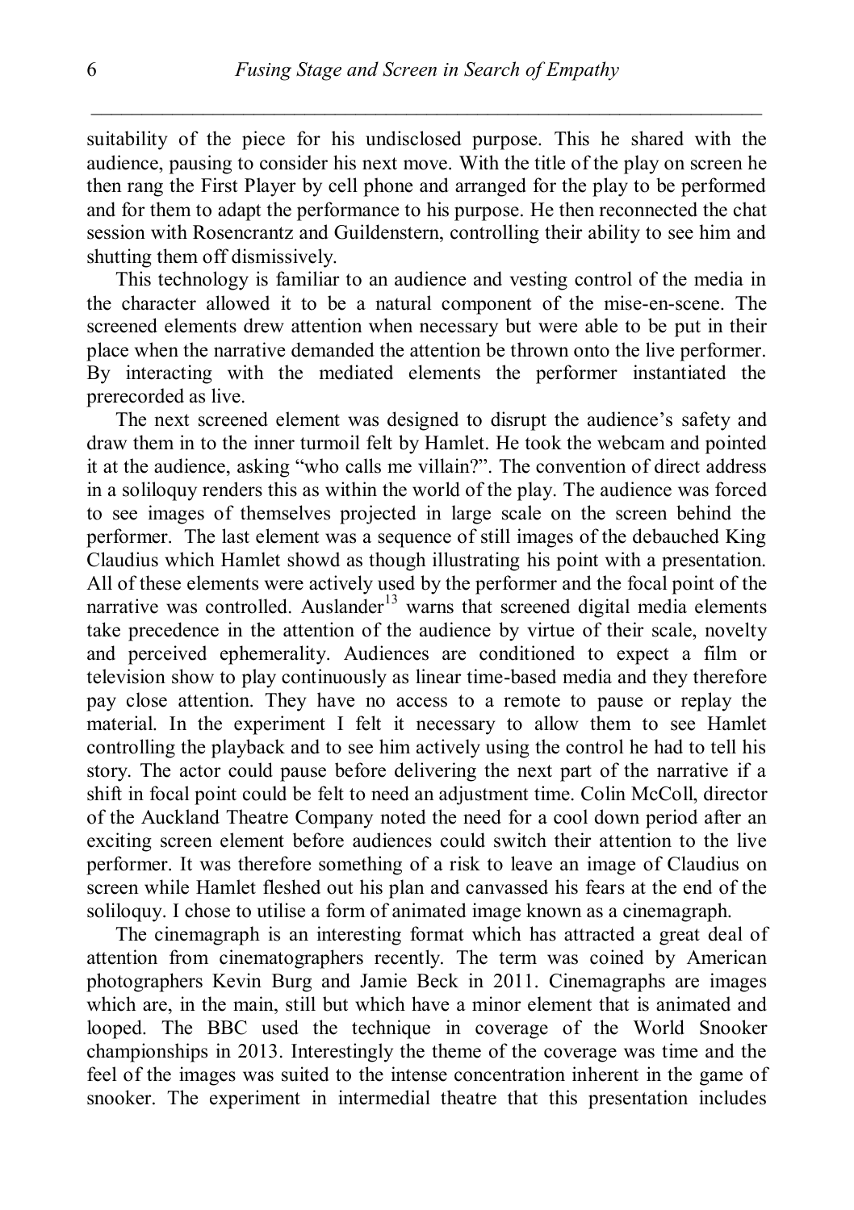suitability of the piece for his undisclosed purpose. This he shared with the audience, pausing to consider his next move. With the title of the play on screen he then rang the First Player by cell phone and arranged for the play to be performed and for them to adapt the performance to his purpose. He then reconnected the chat session with Rosencrantz and Guildenstern, controlling their ability to see him and shutting them off dismissively.

This technology is familiar to an audience and vesting control of the media in the character allowed it to be a natural component of the mise-en-scene. The screened elements drew attention when necessary but were able to be put in their place when the narrative demanded the attention be thrown onto the live performer. By interacting with the mediated elements the performer instantiated the prerecorded as live.

The next screened element was designed to disrupt the audience's safety and draw them in to the inner turmoil felt by Hamlet. He took the webcam and pointed it at the audience, asking "who calls me villain?". The convention of direct address in a soliloquy renders this as within the world of the play. The audience was forced to see images of themselves projected in large scale on the screen behind the performer. The last element was a sequence of still images of the debauched King Claudius which Hamlet showd as though illustrating his point with a presentation. All of these elements were actively used by the performer and the focal point of the narrative was controlled. Auslander[13] warns that screened digital media elements take precedence in the attention of the audience by virtue of their scale, novelty and perceived ephemerality. Audiences are conditioned to expect a film or television show to play continuously as linear time-based media and they therefore pay close attention. They have no access to a remote to pause or replay the material. In the experiment I felt it necessary to allow them to see Hamlet controlling the playback and to see him actively using the control he had to tell his story. The actor could pause before delivering the next part of the narrative if a shift in focal point could be felt to need an adjustment time. Colin McColl, director of the Auckland Theatre Company noted the need for a cool down period after an exciting screen element before audiences could switch their attention to the live performer. It was therefore something of a risk to leave an image of Claudius on screen while Hamlet fleshed out his plan and canvassed his fears at the end of the soliloquy. I chose to utilise a form of animated image known as a cinemagraph.

The cinemagraph is an interesting format which has attracted a great deal of attention from cinematographers recently. The term was coined by American photographers Kevin Burg and Jamie Beck in 2011. Cinemagraphs are images which are, in the main, still but which have a minor element that is animated and looped. The BBC used the technique in coverage of the World Snooker championships in 2013. Interestingly the theme of the coverage was time and the feel of the images was suited to the intense concentration inherent in the game of snooker. The experiment in intermedial theatre that this presentation includes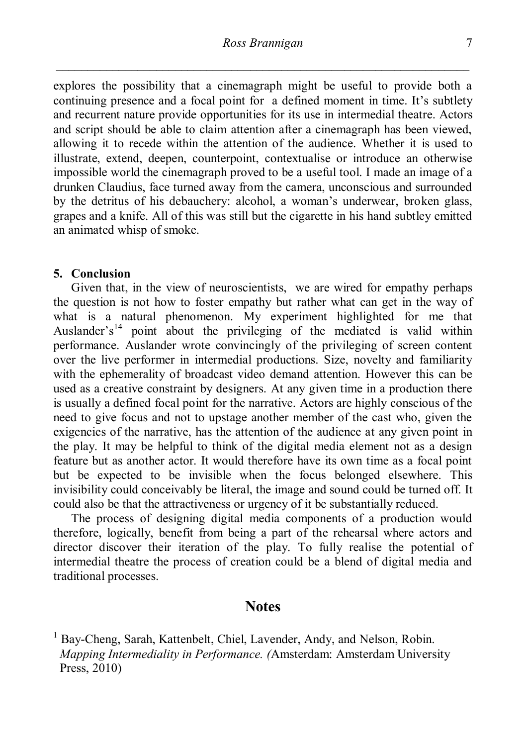explores the possibility that a cinemagraph might be useful to provide both a continuing presence and a focal point for a defined moment in time. It's subtlety and recurrent nature provide opportunities for its use in intermedial theatre. Actors and script should be able to claim attention after a cinemagraph has been viewed, allowing it to recede within the attention of the audience. Whether it is used to illustrate, extend, deepen, counterpoint, contextualise or introduce an otherwise impossible world the cinemagraph proved to be a useful tool. I made an image of a drunken Claudius, face turned away from the camera, unconscious and surrounded by the detritus of his debauchery: alcohol, a woman's underwear, broken glass, grapes and a knife. All of this was still but the cigarette in his hand subtley emitted an animated whisp of smoke.

## 5. Conclusion

Given that, in the view of neuroscientists, we are wired for empathy perhaps the question is not how to foster empathy but rather what can get in the way of what is a natural phenomenon. My experiment highlighted for me that Auslander's[14] point about the privileging of the mediated is valid within performance. Auslander wrote convincingly of the privileging of screen content over the live performer in intermedial productions. Size, novelty and familiarity with the ephemerality of broadcast video demand attention. However this can be used as a creative constraint by designers. At any given time in a production there is usually a defined focal point for the narrative. Actors are highly conscious of the need to give focus and not to upstage another member of the cast who, given the exigencies of the narrative, has the attention of the audience at any given point in the play. It may be helpful to think of the digital media element not as a design feature but as another actor. It would therefore have its own time as a focal point but be expected to be invisible when the focus belonged elsewhere. This invisibility could conceivably be literal, the image and sound could be turned off. It could also be that the attractiveness or urgency of it be substantially reduced.

The process of designing digital media components of a production would therefore, logically, benefit from being a part of the rehearsal where actors and director discover their iteration of the play. To fully realise the potential of intermedial theatre the process of creation could be a blend of digital media and traditional processes.

# Notes

[1] Bay-Cheng, Sarah, Kattenbelt, Chiel, Lavender, Andy, and Nelson, Robin. *Mapping Intermediality in Performance.* (Amsterdam: Amsterdam University Press, 2010)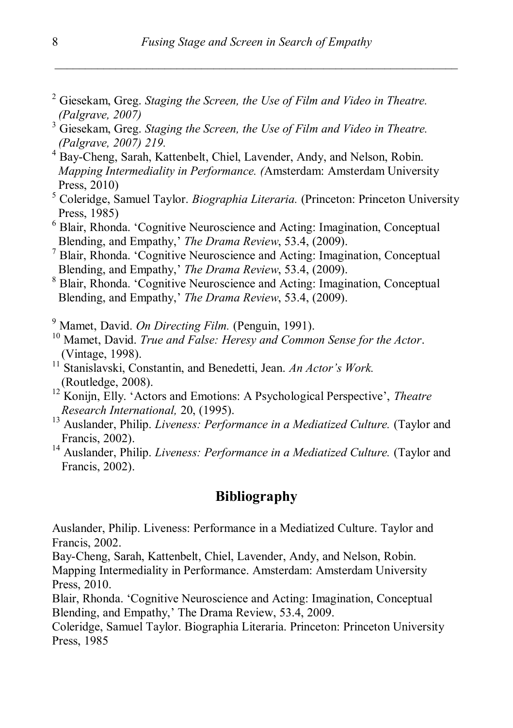[2] Giesekam, Greg. *Staging the Screen, the Use of Film and Video in Theatre. (Palgrave, 2007)*

[3] Giesekam, Greg. *Staging the Screen, the Use of Film and Video in Theatre. (Palgrave, 2007) 219.*

[4] Bay-Cheng, Sarah, Kattenbelt, Chiel, Lavender, Andy, and Nelson, Robin. *Mapping Intermediality in Performance. (*Amsterdam: Amsterdam University Press, 2010)

[5] Coleridge, Samuel Taylor. *Biographia Literaria.* (Princeton: Princeton University Press, 1985)

[6] Blair, Rhonda. 'Cognitive Neuroscience and Acting: Imagination, Conceptual Blending, and Empathy,' *The Drama Review*, 53.4, (2009).

[7] Blair, Rhonda. 'Cognitive Neuroscience and Acting: Imagination, Conceptual Blending, and Empathy,' *The Drama Review*, 53.4, (2009).

[8] Blair, Rhonda. 'Cognitive Neuroscience and Acting: Imagination, Conceptual Blending, and Empathy,' *The Drama Review*, 53.4, (2009).

[9] Mamet, David. *On Directing Film.* (Penguin, 1991).

[10] Mamet, David. *True and False: Heresy and Common Sense for the Actor*. (Vintage, 1998).

[11] Stanislavski, Constantin, and Benedetti, Jean. *An Actor's Work.* (Routledge, 2008).

[12] Konijn, Elly. 'Actors and Emotions: A Psychological Perspective', *Theatre Research International,* 20, (1995).

[13] Auslander, Philip. *Liveness: Performance in a Mediatized Culture.* (Taylor and Francis, 2002).

[14] Auslander, Philip. *Liveness: Performance in a Mediatized Culture.* (Taylor and Francis, 2002).

## Bibliography

Auslander, Philip. Liveness: Performance in a Mediatized Culture. Taylor and Francis, 2002.

Bay-Cheng, Sarah, Kattenbelt, Chiel, Lavender, Andy, and Nelson, Robin. Mapping Intermediality in Performance. Amsterdam: Amsterdam University Press, 2010.

Blair, Rhonda. 'Cognitive Neuroscience and Acting: Imagination, Conceptual Blending, and Empathy,' The Drama Review, 53.4, 2009.

Coleridge, Samuel Taylor. Biographia Literaria. Princeton: Princeton University Press, 1985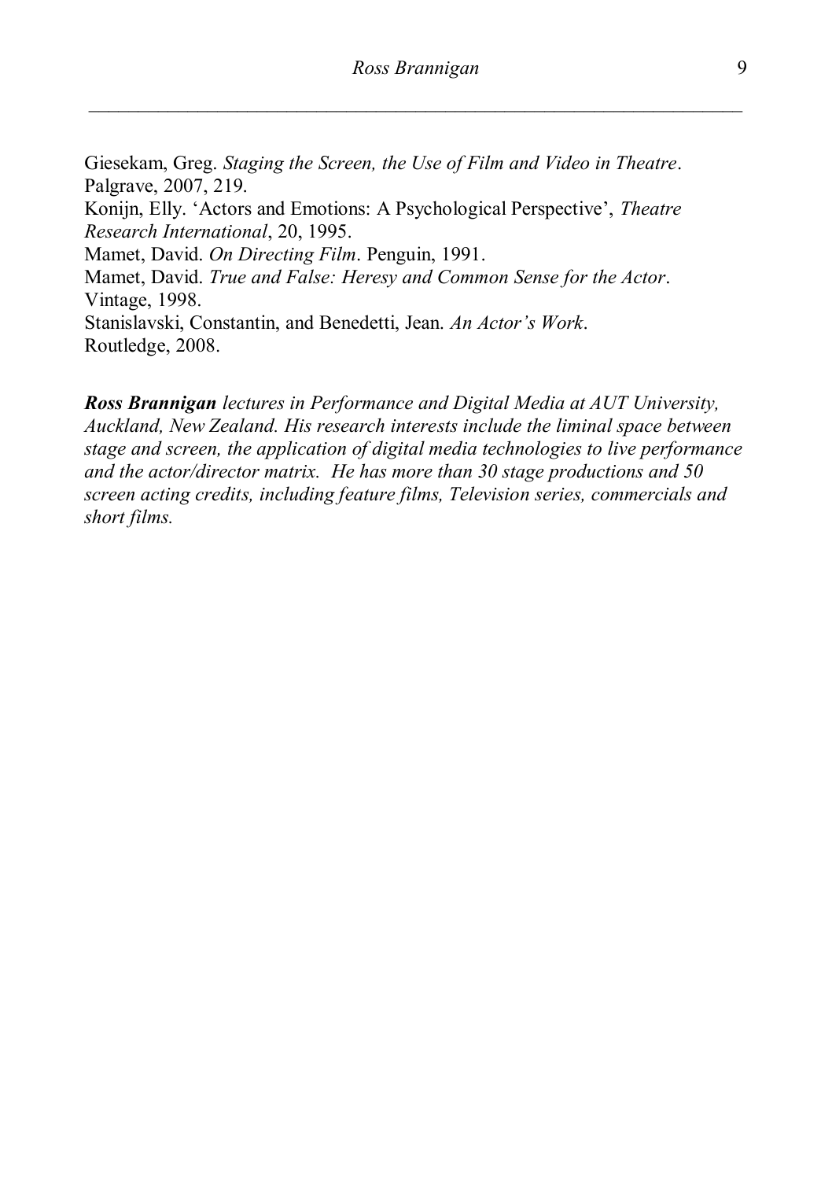Giesekam, Greg. *Staging the Screen, the Use of Film and Video in Theatre*. Palgrave, 2007, 219.

Konijn, Elly. 'Actors and Emotions: A Psychological Perspective', *Theatre Research International*, 20, 1995.

Mamet, David. *On Directing Film*. Penguin, 1991.

Mamet, David. *True and False: Heresy and Common Sense for the Actor*. Vintage, 1998.

Stanislavski, Constantin, and Benedetti, Jean. *An Actor's Work*. Routledge, 2008.

***Ross Brannigan*** *lectures in Performance and Digital Media at AUT University, Auckland, New Zealand. His research interests include the liminal space between stage and screen, the application of digital media technologies to live performance and the actor/director matrix. He has more than 30 stage productions and 50 screen acting credits, including feature films, Television series, commercials and short films.*